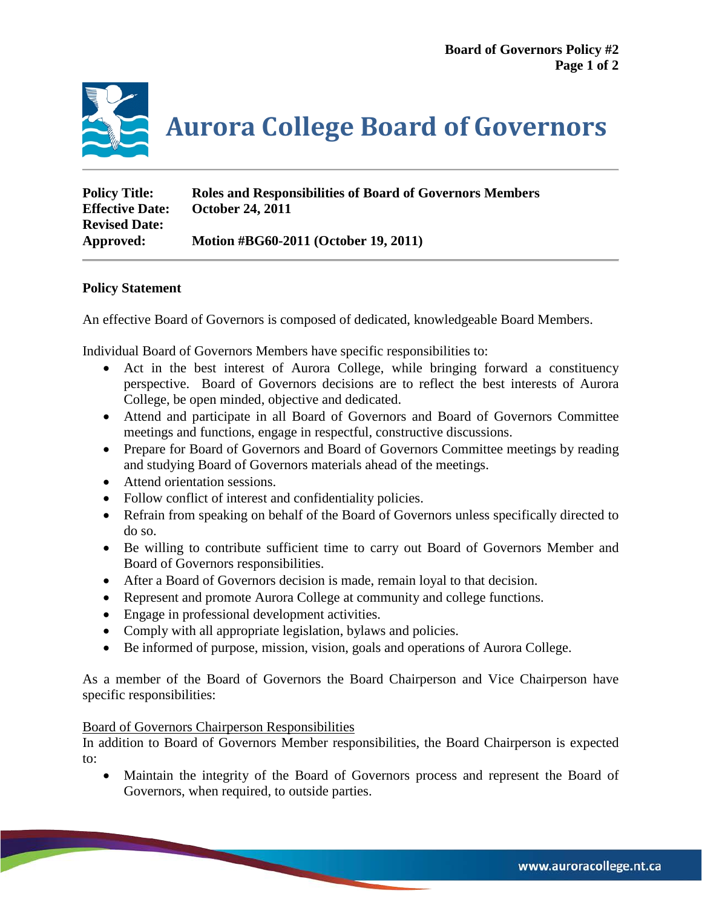# Aurora College Board of Governors

**Board of Governors Policy #2**

| | |
|---|---|
| **Policy Title:** | **Roles and Responsibilities of Board of Governors Members** |
| **Effective Date:** | **October 24, 2011** |
| **Revised Date:** | |
| **Approved:** | **Motion #BG60-2011 (October 19, 2011)** |

**Policy Statement**

An effective Board of Governors is composed of dedicated, knowledgeable Board Members.

Individual Board of Governors Members have specific responsibilities to:

- Act in the best interest of Aurora College, while bringing forward a constituency perspective. Board of Governors decisions are to reflect the best interests of Aurora College, be open minded, objective and dedicated.
- Attend and participate in all Board of Governors and Board of Governors Committee meetings and functions, engage in respectful, constructive discussions.
- Prepare for Board of Governors and Board of Governors Committee meetings by reading and studying Board of Governors materials ahead of the meetings.
- Attend orientation sessions.
- Follow conflict of interest and confidentiality policies.
- Refrain from speaking on behalf of the Board of Governors unless specifically directed to do so.
- Be willing to contribute sufficient time to carry out Board of Governors Member and Board of Governors responsibilities.
- After a Board of Governors decision is made, remain loyal to that decision.
- Represent and promote Aurora College at community and college functions.
- Engage in professional development activities.
- Comply with all appropriate legislation, bylaws and policies.
- Be informed of purpose, mission, vision, goals and operations of Aurora College.

As a member of the Board of Governors the Board Chairperson and Vice Chairperson have specific responsibilities:

<u>Board of Governors Chairperson Responsibilities</u>

In addition to Board of Governors Member responsibilities, the Board Chairperson is expected to:

- Maintain the integrity of the Board of Governors process and represent the Board of Governors, when required, to outside parties.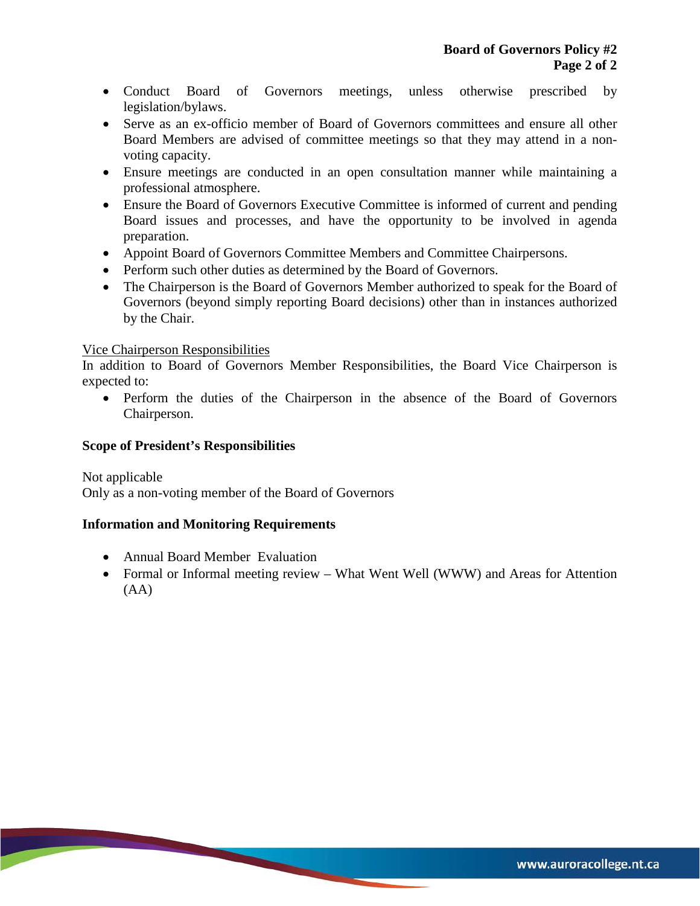- Conduct Board of Governors meetings, unless otherwise prescribed by legislation/bylaws.
- Serve as an ex-officio member of Board of Governors committees and ensure all other Board Members are advised of committee meetings so that they may attend in a non-voting capacity.
- Ensure meetings are conducted in an open consultation manner while maintaining a professional atmosphere.
- Ensure the Board of Governors Executive Committee is informed of current and pending Board issues and processes, and have the opportunity to be involved in agenda preparation.
- Appoint Board of Governors Committee Members and Committee Chairpersons.
- Perform such other duties as determined by the Board of Governors.
- The Chairperson is the Board of Governors Member authorized to speak for the Board of Governors (beyond simply reporting Board decisions) other than in instances authorized by the Chair.

<u>Vice Chairperson Responsibilities</u>

In addition to Board of Governors Member Responsibilities, the Board Vice Chairperson is expected to:

- Perform the duties of the Chairperson in the absence of the Board of Governors Chairperson.

**Scope of President's Responsibilities**

Not applicable
Only as a non-voting member of the Board of Governors

**Information and Monitoring Requirements**

- Annual Board Member Evaluation
- Formal or Informal meeting review – What Went Well (WWW) and Areas for Attention (AA)